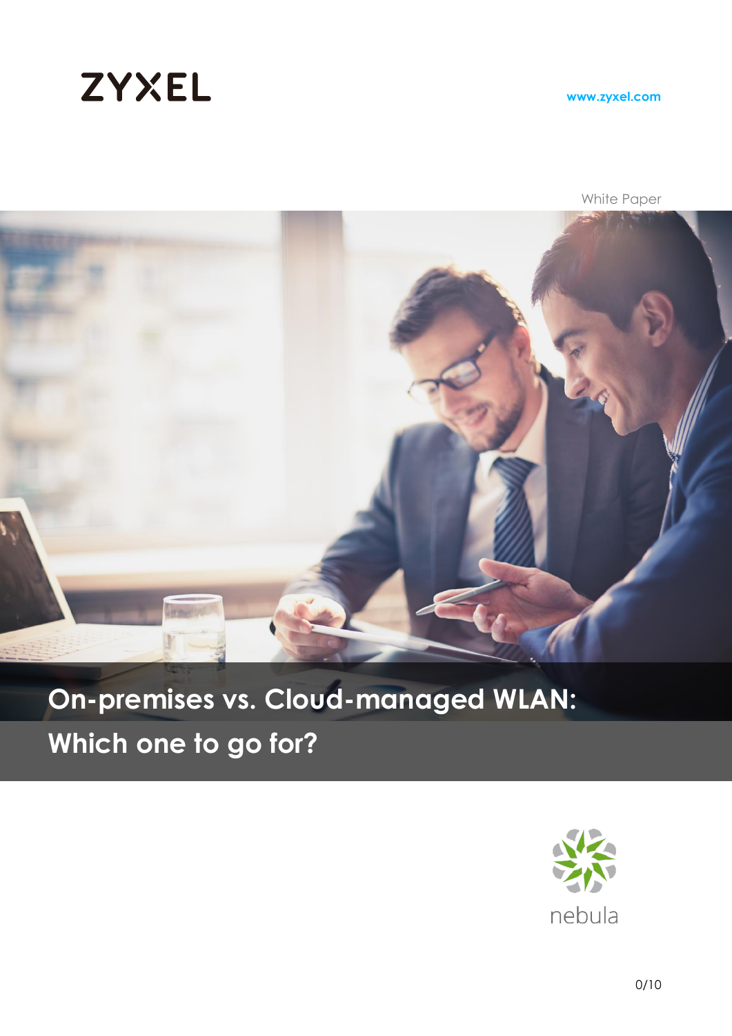ZYXEL

www.zyxel.com

White Paper

# On-premises vs. Cloud-managed WLAN: Which one to go for?

nebula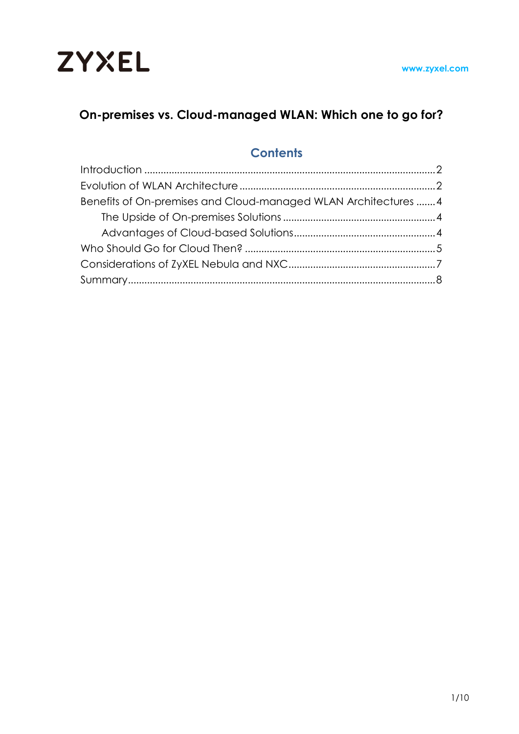# On-premises vs. Cloud-managed WLAN: Which one to go for?

## Contents

Introduction ........................................................................................................... 2
Evolution of WLAN Architecture ......................................................................... 2
Benefits of On-premises and Cloud-managed WLAN Architectures ....... 4
- The Upside of On-premises Solutions ......................................................... 4
- Advantages of Cloud-based Solutions ...................................................... 4

Who Should Go for Cloud Then? ....................................................................... 5
Considerations of ZyXEL Nebula and NXC ....................................................... 7
Summary ................................................................................................................. 8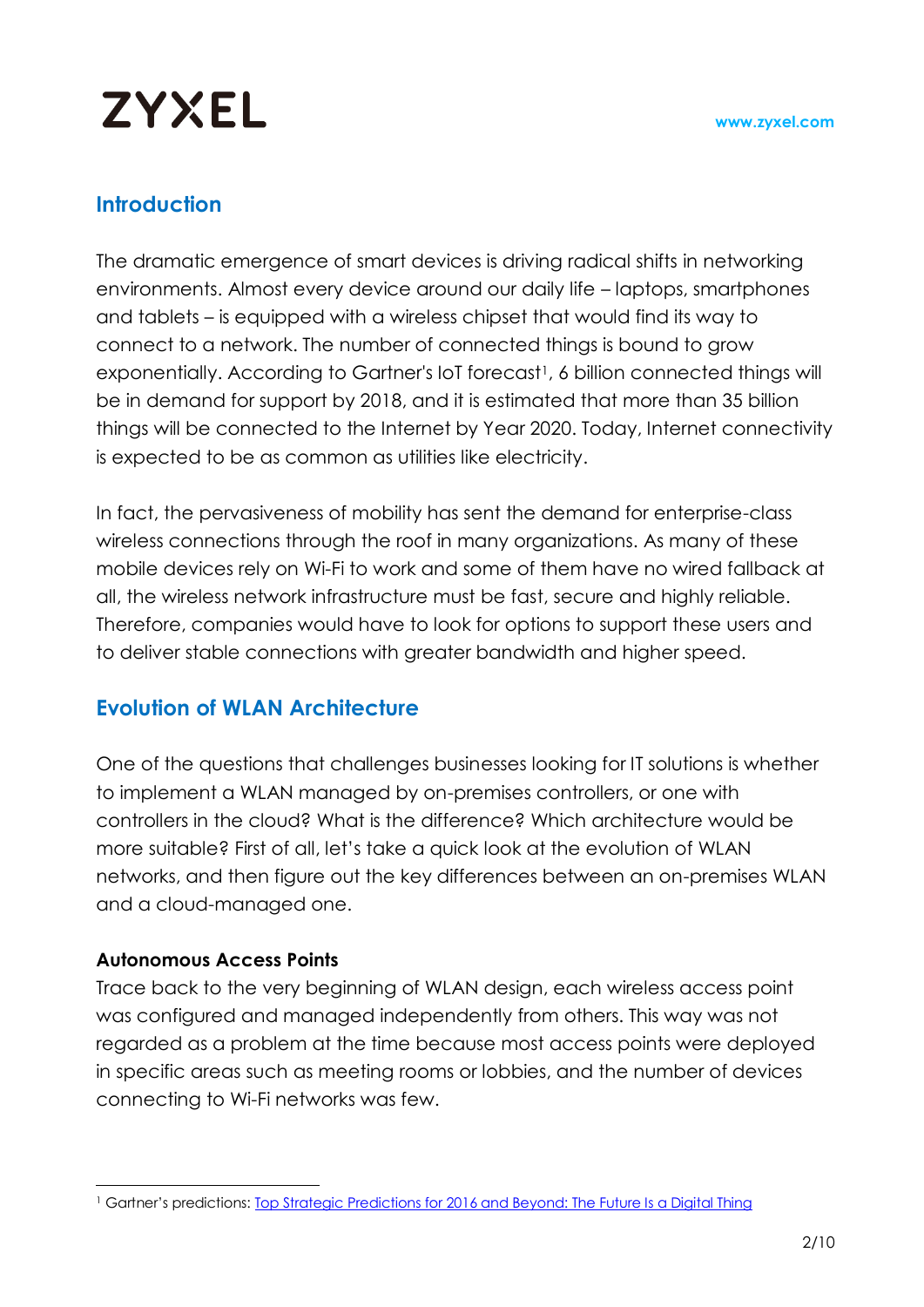## Introduction

The dramatic emergence of smart devices is driving radical shifts in networking environments. Almost every device around our daily life – laptops, smartphones and tablets – is equipped with a wireless chipset that would find its way to connect to a network. The number of connected things is bound to grow exponentially. According to Gartner's IoT forecast[1], 6 billion connected things will be in demand for support by 2018, and it is estimated that more than 35 billion things will be connected to the Internet by Year 2020. Today, Internet connectivity is expected to be as common as utilities like electricity.

In fact, the pervasiveness of mobility has sent the demand for enterprise-class wireless connections through the roof in many organizations. As many of these mobile devices rely on Wi-Fi to work and some of them have no wired fallback at all, the wireless network infrastructure must be fast, secure and highly reliable. Therefore, companies would have to look for options to support these users and to deliver stable connections with greater bandwidth and higher speed.

## Evolution of WLAN Architecture

One of the questions that challenges businesses looking for IT solutions is whether to implement a WLAN managed by on-premises controllers, or one with controllers in the cloud? What is the difference? Which architecture would be more suitable? First of all, let's take a quick look at the evolution of WLAN networks, and then figure out the key differences between an on-premises WLAN and a cloud-managed one.

**Autonomous Access Points**

Trace back to the very beginning of WLAN design, each wireless access point was configured and managed independently from others. This way was not regarded as a problem at the time because most access points were deployed in specific areas such as meeting rooms or lobbies, and the number of devices connecting to Wi-Fi networks was few.

---

[1] Gartner's predictions: [Top Strategic Predictions for 2016 and Beyond: The Future Is a Digital Thing]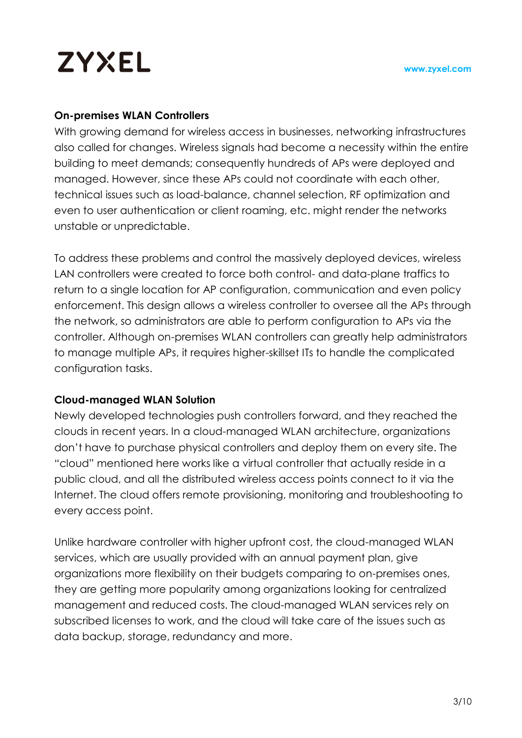### On-premises WLAN Controllers

With growing demand for wireless access in businesses, networking infrastructures also called for changes. Wireless signals had become a necessity within the entire building to meet demands; consequently hundreds of APs were deployed and managed. However, since these APs could not coordinate with each other, technical issues such as load-balance, channel selection, RF optimization and even to user authentication or client roaming, etc. might render the networks unstable or unpredictable.

To address these problems and control the massively deployed devices, wireless LAN controllers were created to force both control- and data-plane traffics to return to a single location for AP configuration, communication and even policy enforcement. This design allows a wireless controller to oversee all the APs through the network, so administrators are able to perform configuration to APs via the controller. Although on-premises WLAN controllers can greatly help administrators to manage multiple APs, it requires higher-skillset ITs to handle the complicated configuration tasks.

### Cloud-managed WLAN Solution

Newly developed technologies push controllers forward, and they reached the clouds in recent years. In a cloud-managed WLAN architecture, organizations don't have to purchase physical controllers and deploy them on every site. The "cloud" mentioned here works like a virtual controller that actually reside in a public cloud, and all the distributed wireless access points connect to it via the Internet. The cloud offers remote provisioning, monitoring and troubleshooting to every access point.

Unlike hardware controller with higher upfront cost, the cloud-managed WLAN services, which are usually provided with an annual payment plan, give organizations more flexibility on their budgets comparing to on-premises ones, they are getting more popularity among organizations looking for centralized management and reduced costs. The cloud-managed WLAN services rely on subscribed licenses to work, and the cloud will take care of the issues such as data backup, storage, redundancy and more.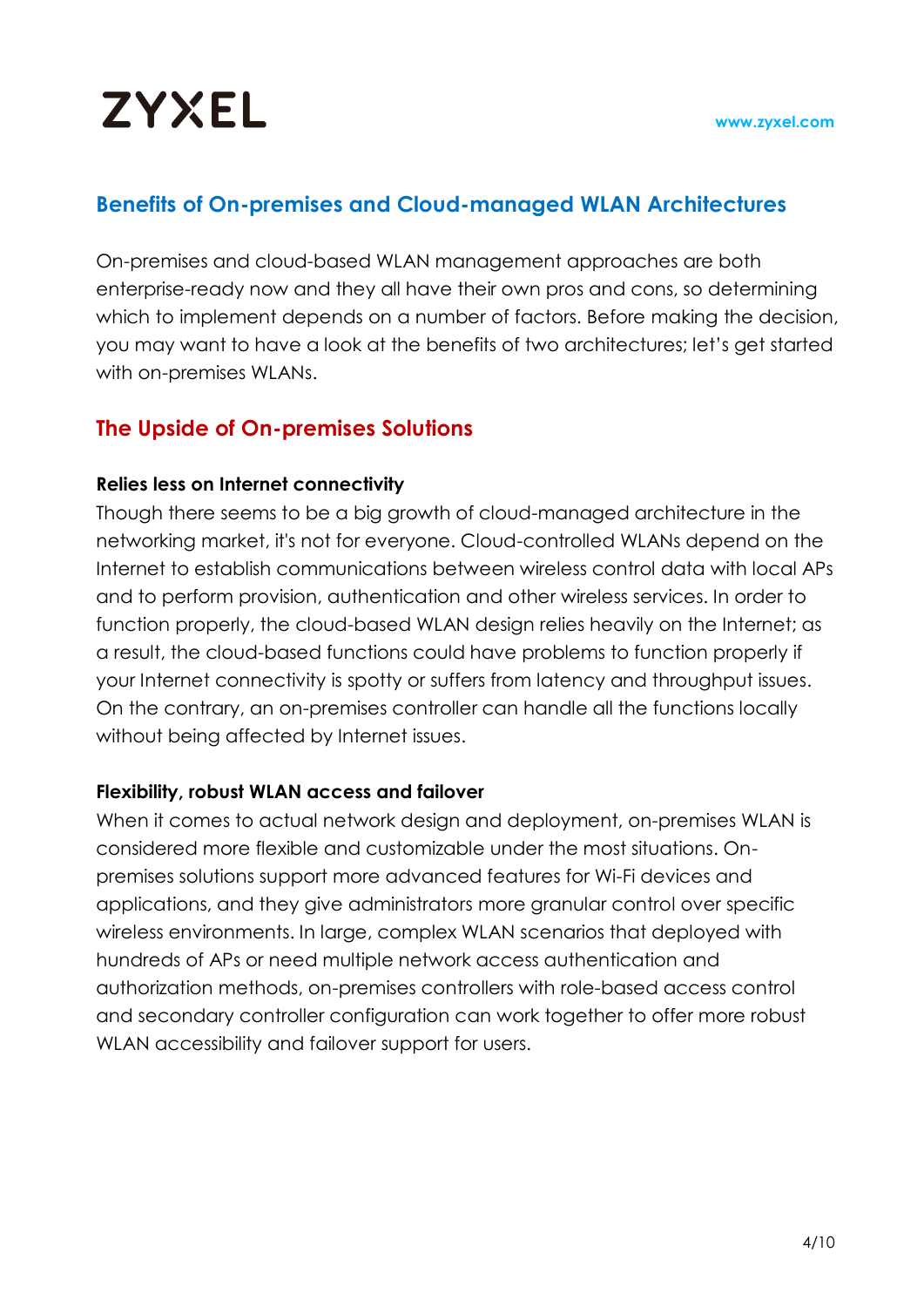## Benefits of On-premises and Cloud-managed WLAN Architectures

On-premises and cloud-based WLAN management approaches are both enterprise-ready now and they all have their own pros and cons, so determining which to implement depends on a number of factors. Before making the decision, you may want to have a look at the benefits of two architectures; let's get started with on-premises WLANs.

### The Upside of On-premises Solutions

**Relies less on Internet connectivity**

Though there seems to be a big growth of cloud-managed architecture in the networking market, it's not for everyone. Cloud-controlled WLANs depend on the Internet to establish communications between wireless control data with local APs and to perform provision, authentication and other wireless services. In order to function properly, the cloud-based WLAN design relies heavily on the Internet; as a result, the cloud-based functions could have problems to function properly if your Internet connectivity is spotty or suffers from latency and throughput issues. On the contrary, an on-premises controller can handle all the functions locally without being affected by Internet issues.

**Flexibility, robust WLAN access and failover**

When it comes to actual network design and deployment, on-premises WLAN is considered more flexible and customizable under the most situations. On-premises solutions support more advanced features for Wi-Fi devices and applications, and they give administrators more granular control over specific wireless environments. In large, complex WLAN scenarios that deployed with hundreds of APs or need multiple network access authentication and authorization methods, on-premises controllers with role-based access control and secondary controller configuration can work together to offer more robust WLAN accessibility and failover support for users.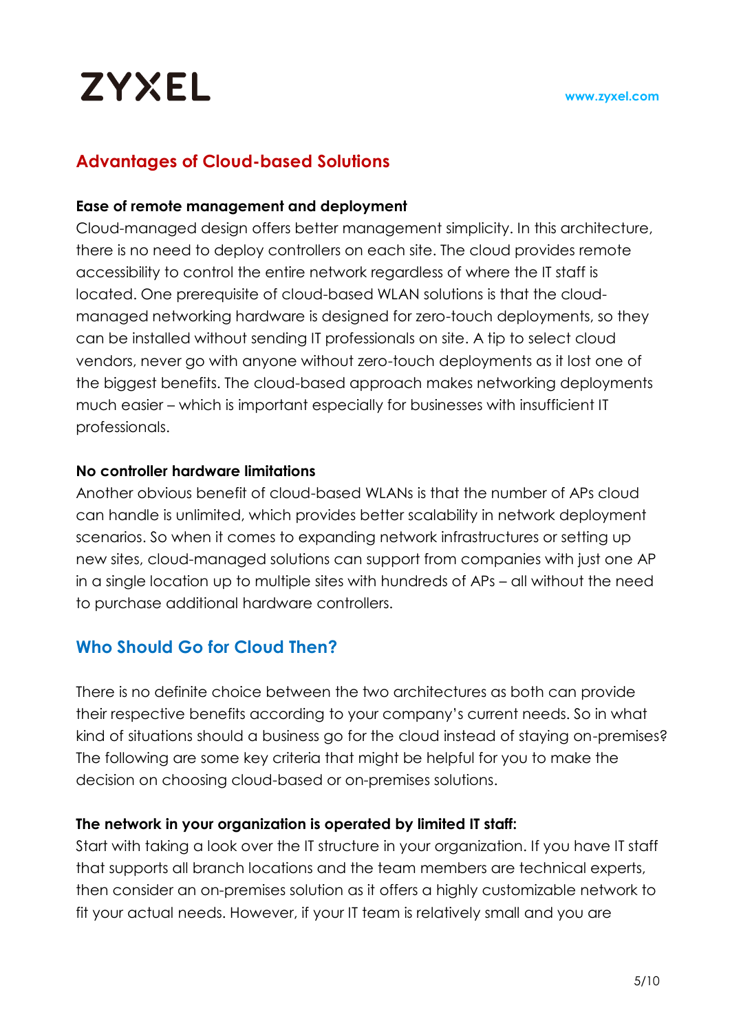## Advantages of Cloud-based Solutions

**Ease of remote management and deployment**

Cloud-managed design offers better management simplicity. In this architecture, there is no need to deploy controllers on each site. The cloud provides remote accessibility to control the entire network regardless of where the IT staff is located. One prerequisite of cloud-based WLAN solutions is that the cloud-managed networking hardware is designed for zero-touch deployments, so they can be installed without sending IT professionals on site. A tip to select cloud vendors, never go with anyone without zero-touch deployments as it lost one of the biggest benefits. The cloud-based approach makes networking deployments much easier – which is important especially for businesses with insufficient IT professionals.

**No controller hardware limitations**

Another obvious benefit of cloud-based WLANs is that the number of APs cloud can handle is unlimited, which provides better scalability in network deployment scenarios. So when it comes to expanding network infrastructures or setting up new sites, cloud-managed solutions can support from companies with just one AP in a single location up to multiple sites with hundreds of APs – all without the need to purchase additional hardware controllers.

## Who Should Go for Cloud Then?

There is no definite choice between the two architectures as both can provide their respective benefits according to your company's current needs. So in what kind of situations should a business go for the cloud instead of staying on-premises? The following are some key criteria that might be helpful for you to make the decision on choosing cloud-based or on-premises solutions.

**The network in your organization is operated by limited IT staff:**

Start with taking a look over the IT structure in your organization. If you have IT staff that supports all branch locations and the team members are technical experts, then consider an on-premises solution as it offers a highly customizable network to fit your actual needs. However, if your IT team is relatively small and you are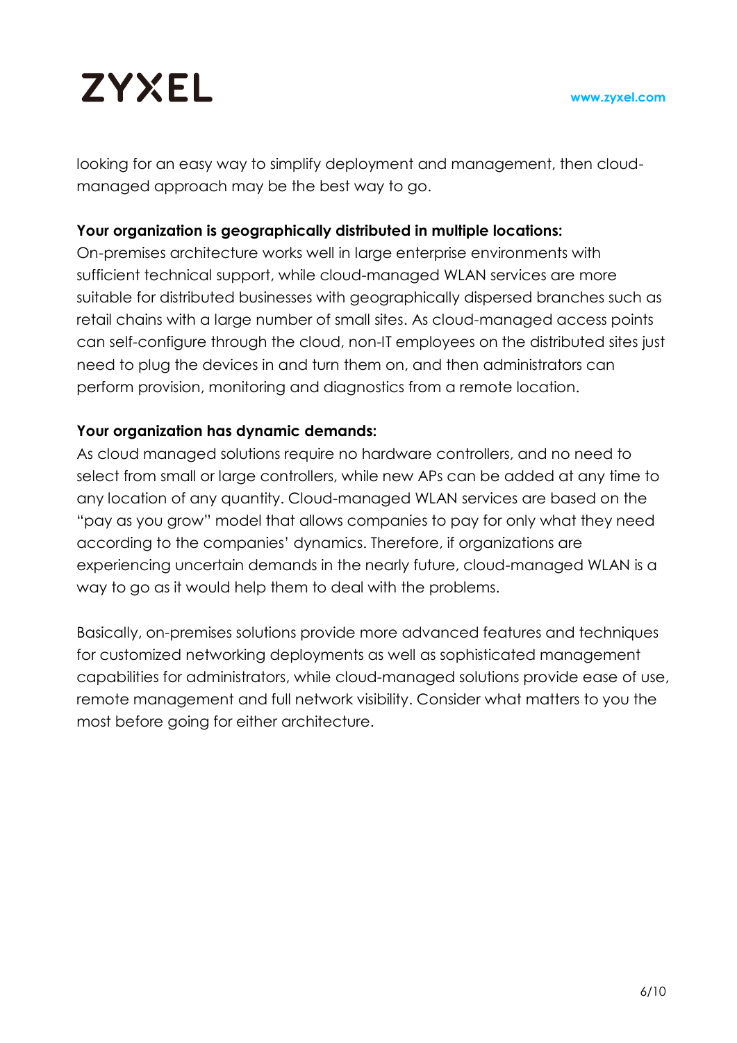looking for an easy way to simplify deployment and management, then cloud-managed approach may be the best way to go.

**Your organization is geographically distributed in multiple locations:**
On-premises architecture works well in large enterprise environments with sufficient technical support, while cloud-managed WLAN services are more suitable for distributed businesses with geographically dispersed branches such as retail chains with a large number of small sites. As cloud-managed access points can self-configure through the cloud, non-IT employees on the distributed sites just need to plug the devices in and turn them on, and then administrators can perform provision, monitoring and diagnostics from a remote location.

**Your organization has dynamic demands:**
As cloud managed solutions require no hardware controllers, and no need to select from small or large controllers, while new APs can be added at any time to any location of any quantity. Cloud-managed WLAN services are based on the "pay as you grow" model that allows companies to pay for only what they need according to the companies' dynamics. Therefore, if organizations are experiencing uncertain demands in the nearly future, cloud-managed WLAN is a way to go as it would help them to deal with the problems.

Basically, on-premises solutions provide more advanced features and techniques for customized networking deployments as well as sophisticated management capabilities for administrators, while cloud-managed solutions provide ease of use, remote management and full network visibility. Consider what matters to you the most before going for either architecture.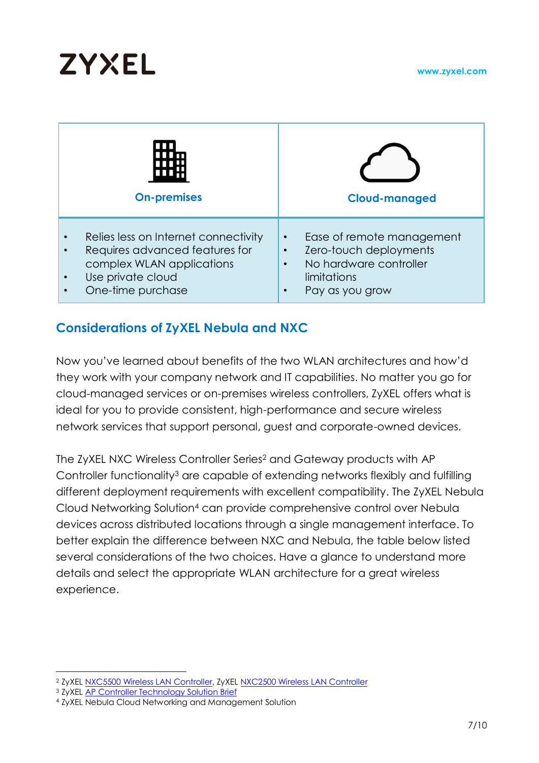| On-premises | Cloud-managed |
|---|---|
| • Relies less on Internet connectivity<br>• Requires advanced features for complex WLAN applications<br>• Use private cloud<br>• One-time purchase | • Ease of remote management<br>• Zero-touch deployments<br>• No hardware controller limitations<br>• Pay as you grow |

## Considerations of ZyXEL Nebula and NXC

Now you've learned about benefits of the two WLAN architectures and how'd they work with your company network and IT capabilities. No matter you go for cloud-managed services or on-premises wireless controllers, ZyXEL offers what is ideal for you to provide consistent, high-performance and secure wireless network services that support personal, guest and corporate-owned devices.

The ZyXEL NXC Wireless Controller Series[2] and Gateway products with AP Controller functionality[3] are capable of extending networks flexibly and fulfilling different deployment requirements with excellent compatibility. The ZyXEL Nebula Cloud Networking Solution[4] can provide comprehensive control over Nebula devices across distributed locations through a single management interface. To better explain the difference between NXC and Nebula, the table below listed several considerations of the two choices. Have a glance to understand more details and select the appropriate WLAN architecture for a great wireless experience.

---

[2] ZyXEL NXC5500 Wireless LAN Controller, ZyXEL NXC2500 Wireless LAN Controller
[3] ZyXEL AP Controller Technology Solution Brief
[4] ZyXEL Nebula Cloud Networking and Management Solution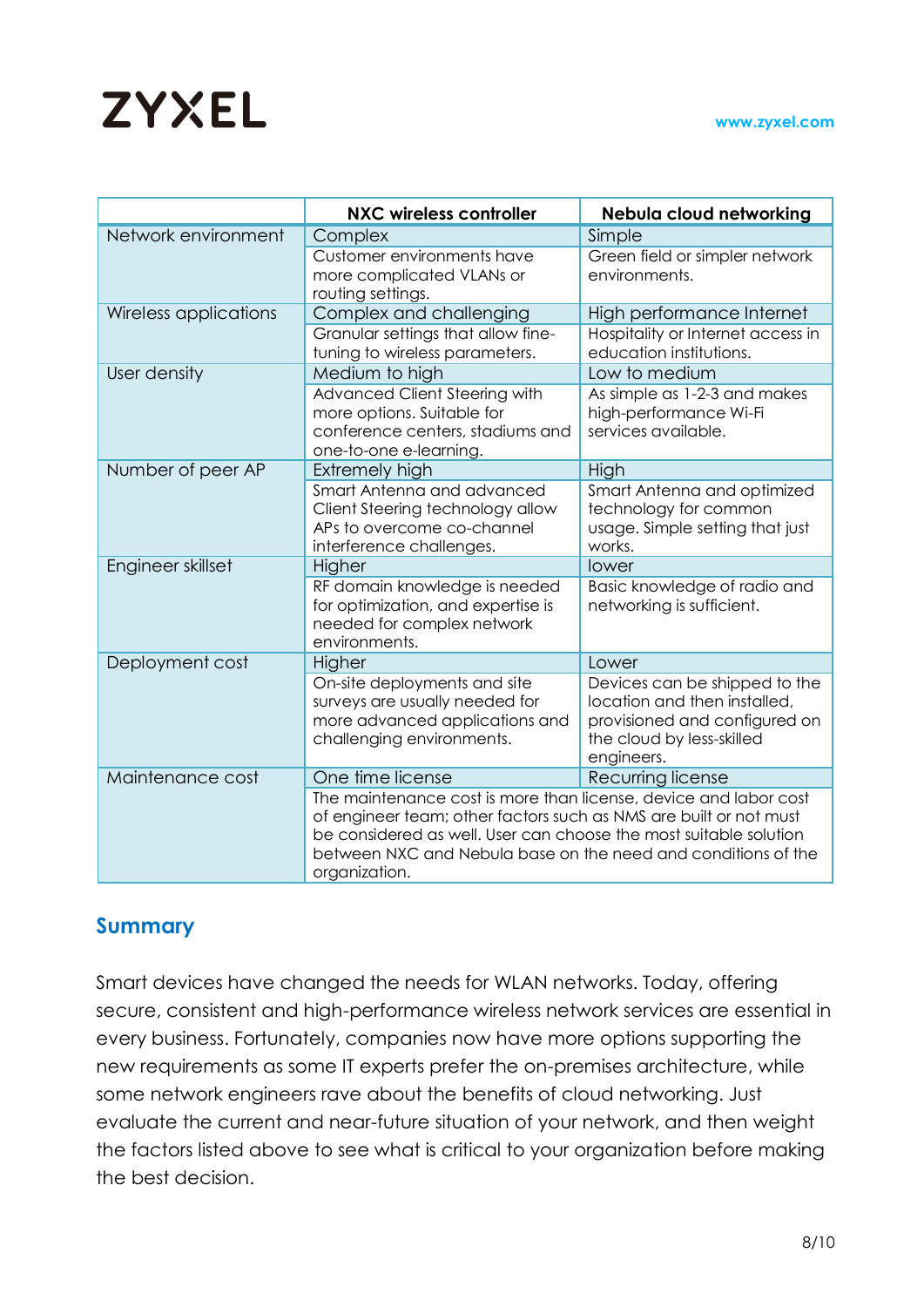| | NXC wireless controller | Nebula cloud networking |
|---|---|---|
| Network environment | Complex | Simple |
| | Customer environments have more complicated VLANs or routing settings. | Green field or simpler network environments. |
| Wireless applications | Complex and challenging | High performance Internet |
| | Granular settings that allow fine-tuning to wireless parameters. | Hospitality or Internet access in education institutions. |
| User density | Medium to high | Low to medium |
| | Advanced Client Steering with more options. Suitable for conference centers, stadiums and one-to-one e-learning. | As simple as 1-2-3 and makes high-performance Wi-Fi services available. |
| Number of peer AP | Extremely high | High |
| | Smart Antenna and advanced Client Steering technology allow APs to overcome co-channel interference challenges. | Smart Antenna and optimized technology for common usage. Simple setting that just works. |
| Engineer skillset | Higher | lower |
| | RF domain knowledge is needed for optimization, and expertise is needed for complex network environments. | Basic knowledge of radio and networking is sufficient. |
| Deployment cost | Higher | Lower |
| | On-site deployments and site surveys are usually needed for more advanced applications and challenging environments. | Devices can be shipped to the location and then installed, provisioned and configured on the cloud by less-skilled engineers. |
| Maintenance cost | One time license | Recurring license |
| | The maintenance cost is more than license, device and labor cost of engineer team; other factors such as NMS are built or not must be considered as well. User can choose the most suitable solution between NXC and Nebula base on the need and conditions of the organization. | |

## Summary

Smart devices have changed the needs for WLAN networks. Today, offering secure, consistent and high-performance wireless network services are essential in every business. Fortunately, companies now have more options supporting the new requirements as some IT experts prefer the on-premises architecture, while some network engineers rave about the benefits of cloud networking. Just evaluate the current and near-future situation of your network, and then weight the factors listed above to see what is critical to your organization before making the best decision.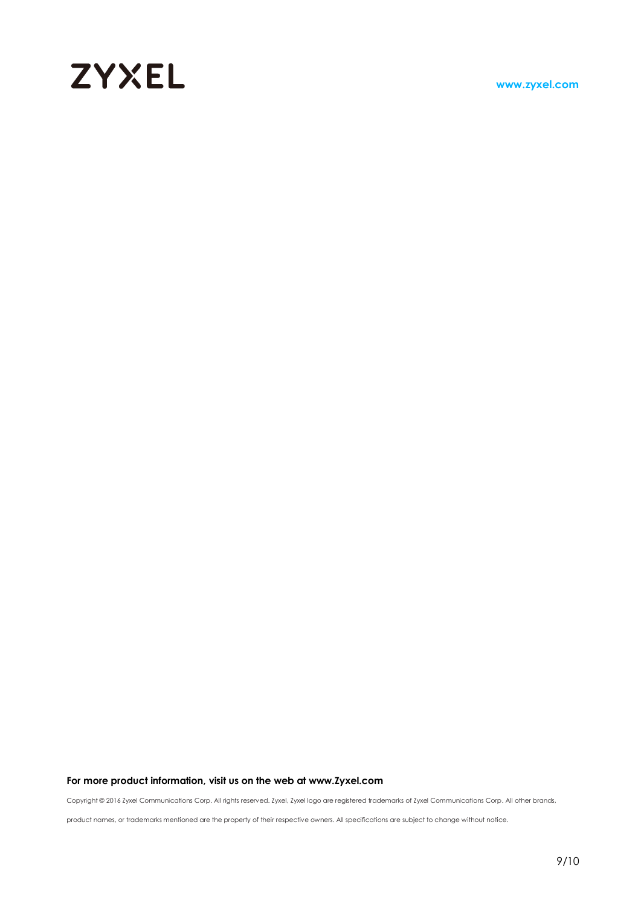**For more product information, visit us on the web at www.Zyxel.com**

Copyright © 2016 Zyxel Communications Corp. All rights reserved. Zyxel, Zyxel logo are registered trademarks of Zyxel Communications Corp. All other brands, product names, or trademarks mentioned are the property of their respective owners. All specifications are subject to change without notice.